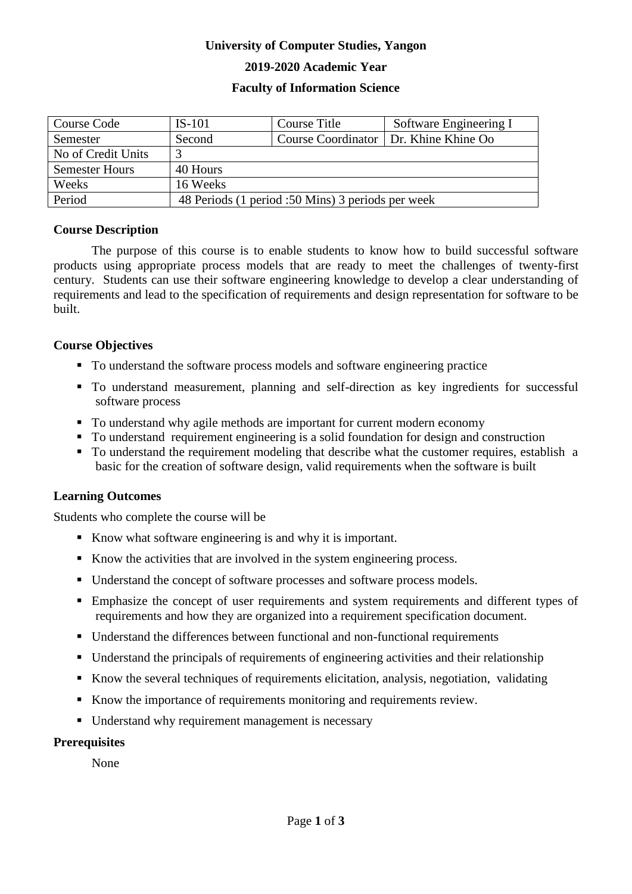**University of Computer Studies, Yangon**

**2019-2020 Academic Year**

**Faculty of Information Science**

| Course Code | IS-101 | Course Title | Software Engineering I |
|---|---|---|---|
| Semester | Second | Course Coordinator | Dr. Khine Khine Oo |
| No of Credit Units | 3 | | |
| Semester Hours | 40 Hours | | |
| Weeks | 16 Weeks | | |
| Period | 48 Periods (1 period :50 Mins) 3 periods per week | | |

### Course Description

The purpose of this course is to enable students to know how to build successful software products using appropriate process models that are ready to meet the challenges of twenty-first century. Students can use their software engineering knowledge to develop a clear understanding of requirements and lead to the specification of requirements and design representation for software to be built.

### Course Objectives

- To understand the software process models and software engineering practice
- To understand measurement, planning and self-direction as key ingredients for successful software process
- To understand why agile methods are important for current modern economy
- To understand requirement engineering is a solid foundation for design and construction
- To understand the requirement modeling that describe what the customer requires, establish a basic for the creation of software design, valid requirements when the software is built

### Learning Outcomes

Students who complete the course will be

- Know what software engineering is and why it is important.
- Know the activities that are involved in the system engineering process.
- Understand the concept of software processes and software process models.
- Emphasize the concept of user requirements and system requirements and different types of requirements and how they are organized into a requirement specification document.
- Understand the differences between functional and non-functional requirements
- Understand the principals of requirements of engineering activities and their relationship
- Know the several techniques of requirements elicitation, analysis, negotiation, validating
- Know the importance of requirements monitoring and requirements review.
- Understand why requirement management is necessary

### Prerequisites

None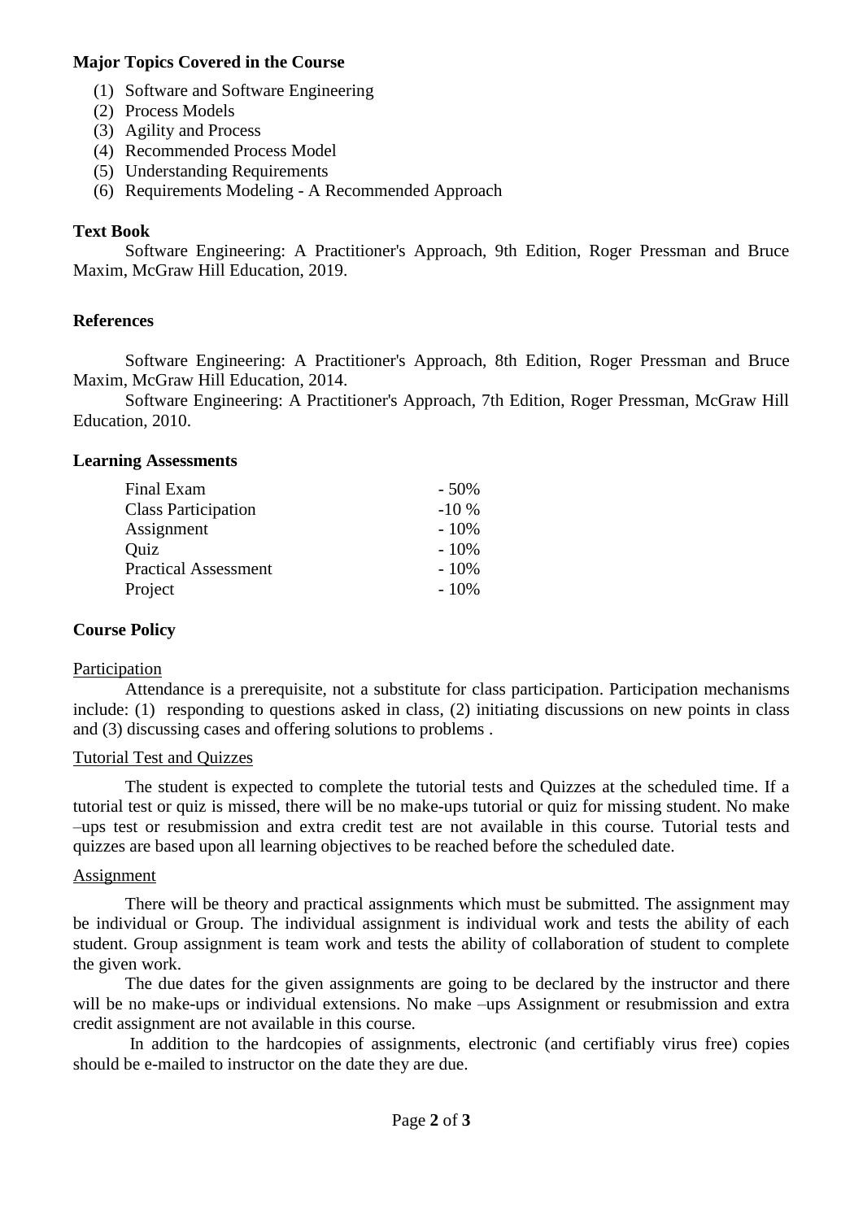**Major Topics Covered in the Course**

1. Software and Software Engineering
2. Process Models
3. Agility and Process
4. Recommended Process Model
5. Understanding Requirements
6. Requirements Modeling - A Recommended Approach

**Text Book**

Software Engineering: A Practitioner's Approach, 9th Edition, Roger Pressman and Bruce Maxim, McGraw Hill Education, 2019.

**References**

Software Engineering: A Practitioner's Approach, 8th Edition, Roger Pressman and Bruce Maxim, McGraw Hill Education, 2014.

Software Engineering: A Practitioner's Approach, 7th Edition, Roger Pressman, McGraw Hill Education, 2010.

**Learning Assessments**

| | |
|---|---|
| Final Exam | - 50% |
| Class Participation | -10 % |
| Assignment | - 10% |
| Quiz | - 10% |
| Practical Assessment | - 10% |
| Project | - 10% |

**Course Policy**

Participation

Attendance is a prerequisite, not a substitute for class participation. Participation mechanisms include: (1) responding to questions asked in class, (2) initiating discussions on new points in class and (3) discussing cases and offering solutions to problems .

Tutorial Test and Quizzes

The student is expected to complete the tutorial tests and Quizzes at the scheduled time. If a tutorial test or quiz is missed, there will be no make-ups tutorial or quiz for missing student. No make –ups test or resubmission and extra credit test are not available in this course. Tutorial tests and quizzes are based upon all learning objectives to be reached before the scheduled date.

Assignment

There will be theory and practical assignments which must be submitted. The assignment may be individual or Group. The individual assignment is individual work and tests the ability of each student. Group assignment is team work and tests the ability of collaboration of student to complete the given work.

The due dates for the given assignments are going to be declared by the instructor and there will be no make-ups or individual extensions. No make –ups Assignment or resubmission and extra credit assignment are not available in this course.

In addition to the hardcopies of assignments, electronic (and certifiably virus free) copies should be e-mailed to instructor on the date they are due.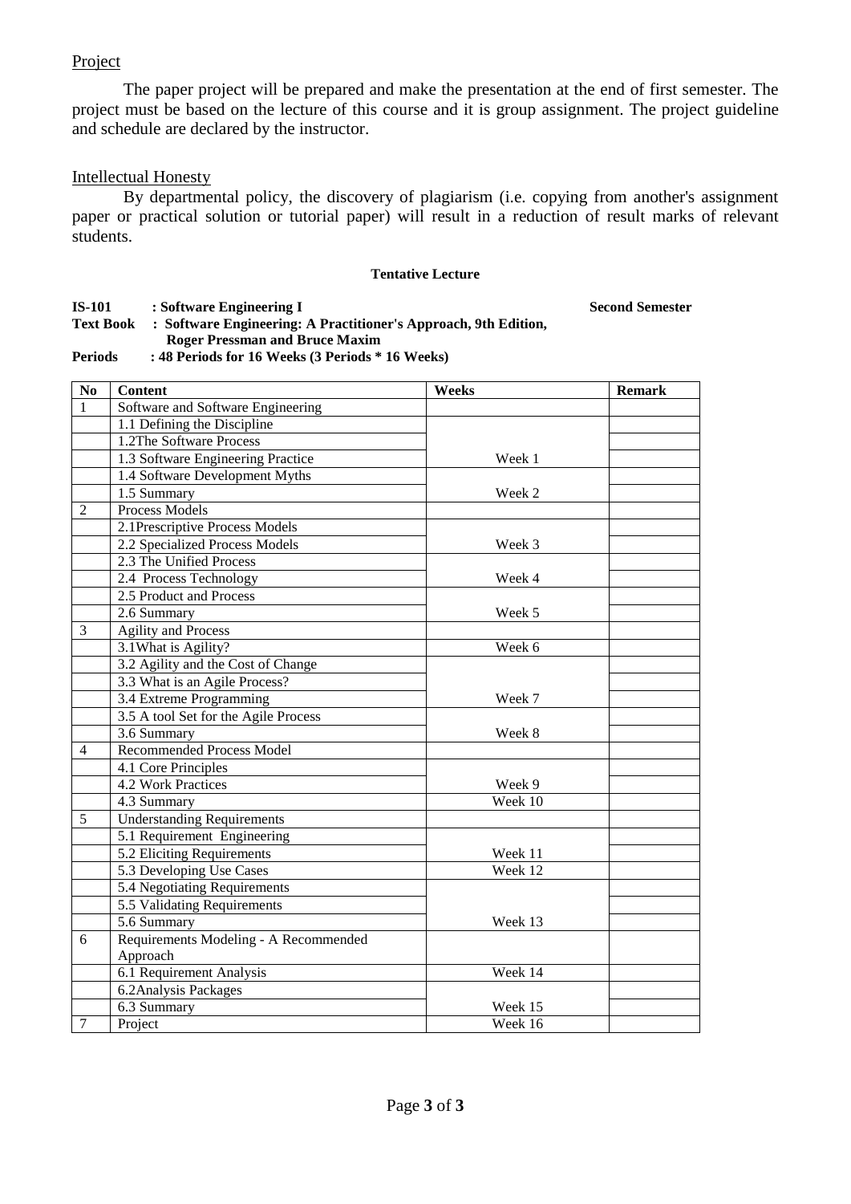## Project

The paper project will be prepared and make the presentation at the end of first semester. The project must be based on the lecture of this course and it is group assignment. The project guideline and schedule are declared by the instructor.

## Intellectual Honesty

By departmental policy, the discovery of plagiarism (i.e. copying from another's assignment paper or practical solution or tutorial paper) will result in a reduction of result marks of relevant students.

### Tentative Lecture

**IS-101 : Software Engineering I** **Second Semester**
**Text Book : Software Engineering: A Practitioner's Approach, 9th Edition, Roger Pressman and Bruce Maxim**
**Periods : 48 Periods for 16 Weeks (3 Periods * 16 Weeks)**

| No | Content | Weeks | Remark |
|---|---|---|---|
| 1 | Software and Software Engineering | | |
| | 1.1 Defining the Discipline | | |
| | 1.2The Software Process | | |
| | 1.3 Software Engineering Practice | Week 1 | |
| | 1.4 Software Development Myths | | |
| | 1.5 Summary | Week 2 | |
| 2 | Process Models | | |
| | 2.1Prescriptive Process Models | | |
| | 2.2 Specialized Process Models | Week 3 | |
| | 2.3 The Unified Process | | |
| | 2.4 Process Technology | Week 4 | |
| | 2.5 Product and Process | | |
| | 2.6 Summary | Week 5 | |
| 3 | Agility and Process | | |
| | 3.1What is Agility? | Week 6 | |
| | 3.2 Agility and the Cost of Change | | |
| | 3.3 What is an Agile Process? | | |
| | 3.4 Extreme Programming | Week 7 | |
| | 3.5 A tool Set for the Agile Process | | |
| | 3.6 Summary | Week 8 | |
| 4 | Recommended Process Model | | |
| | 4.1 Core Principles | | |
| | 4.2 Work Practices | Week 9 | |
| | 4.3 Summary | Week 10 | |
| 5 | Understanding Requirements | | |
| | 5.1 Requirement Engineering | | |
| | 5.2 Eliciting Requirements | Week 11 | |
| | 5.3 Developing Use Cases | Week 12 | |
| | 5.4 Negotiating Requirements | | |
| | 5.5 Validating Requirements | | |
| | 5.6 Summary | Week 13 | |
| 6 | Requirements Modeling - A Recommended Approach | | |
| | 6.1 Requirement Analysis | Week 14 | |
| | 6.2Analysis Packages | | |
| | 6.3 Summary | Week 15 | |
| 7 | Project | Week 16 | |